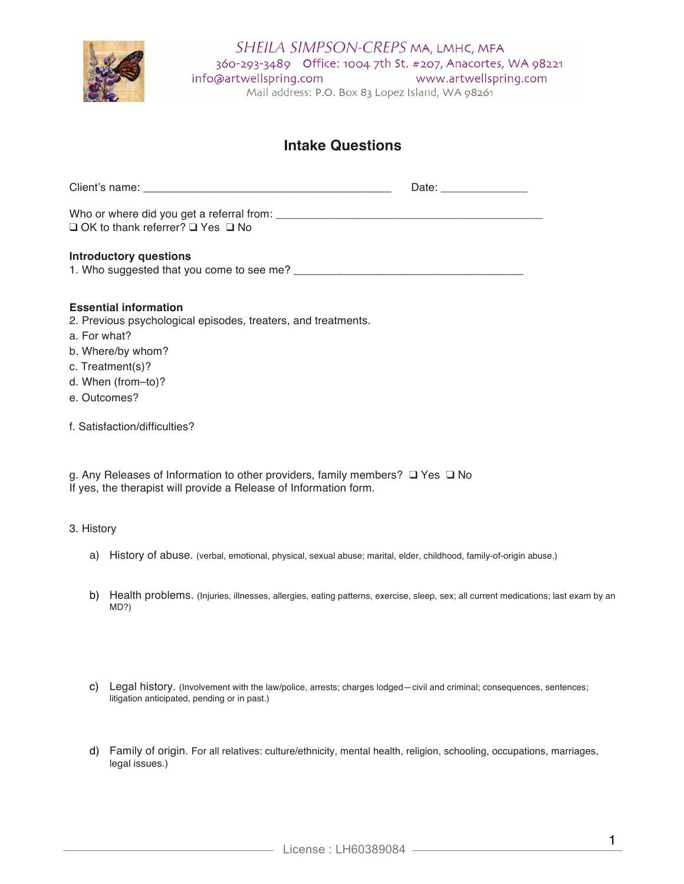SHEILA SIMPSON-CREPS MA, LMHC, MFA
360-293-3489 Office: 1004 7th St. #207, Anacortes, WA 98221
info@artwellspring.com www.artwellspring.com
Mail address: P.O. Box 83 Lopez Island, WA 98261

# Intake Questions

Client's name: ________________________________________ Date: ______________

Who or where did you get a referral from: ___________________________________________
❑ OK to thank referrer? ❑ Yes ❑ No

**Introductory questions**

1. Who suggested that you come to see me? _____________________________________

**Essential information**

2. Previous psychological episodes, treaters, and treatments.

a. For what?

b. Where/by whom?

c. Treatment(s)?

d. When (from–to)?

e. Outcomes?

f. Satisfaction/difficulties?

g. Any Releases of Information to other providers, family members? ❑ Yes ❑ No
If yes, the therapist will provide a Release of Information form.

3. History

a) History of abuse. (verbal, emotional, physical, sexual abuse; marital, elder, childhood, family-of-origin abuse.)

b) Health problems. (Injuries, illnesses, allergies, eating patterns, exercise, sleep, sex; all current medications; last exam by an MD?)

c) Legal history. (Involvement with the law/police, arrests; charges lodged—civil and criminal; consequences, sentences; litigation anticipated, pending or in past.)

d) Family of origin. For all relatives: culture/ethnicity, mental health, religion, schooling, occupations, marriages, legal issues.)

License : LH60389084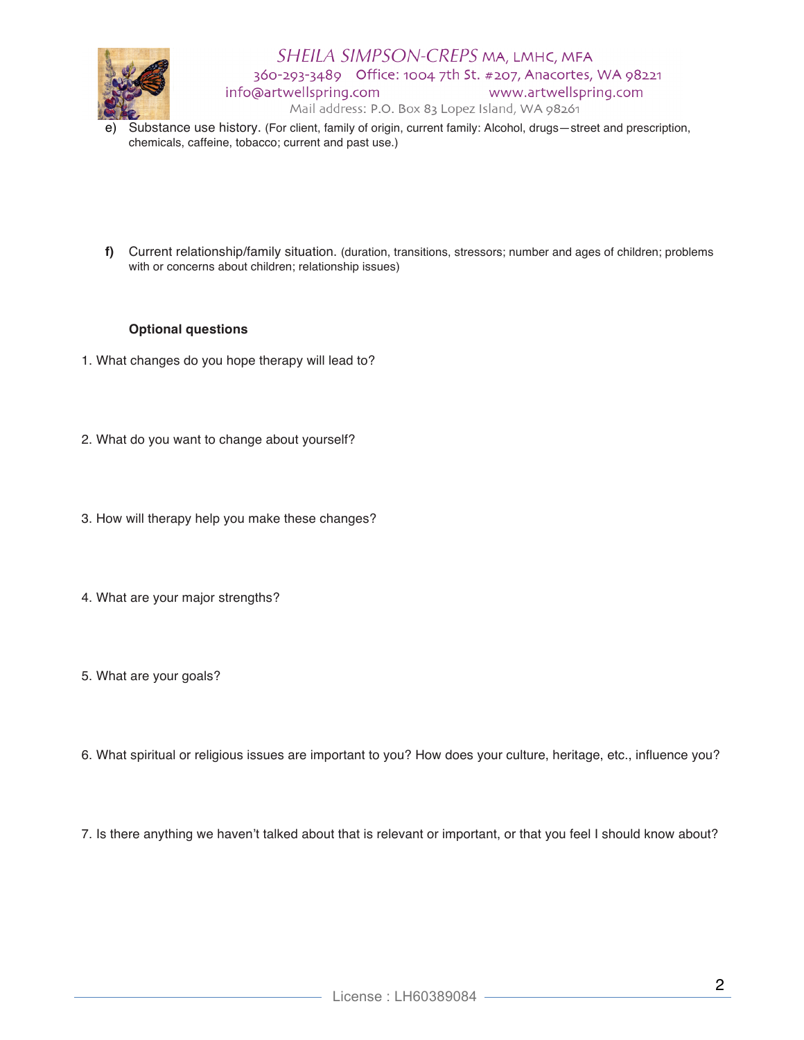e) Substance use history. (For client, family of origin, current family: Alcohol, drugs—street and prescription, chemicals, caffeine, tobacco; current and past use.)

f) Current relationship/family situation. (duration, transitions, stressors; number and ages of children; problems with or concerns about children; relationship issues)

**Optional questions**

1. What changes do you hope therapy will lead to?

2. What do you want to change about yourself?

3. How will therapy help you make these changes?

4. What are your major strengths?

5. What are your goals?

6. What spiritual or religious issues are important to you? How does your culture, heritage, etc., influence you?

7. Is there anything we haven't talked about that is relevant or important, or that you feel I should know about?